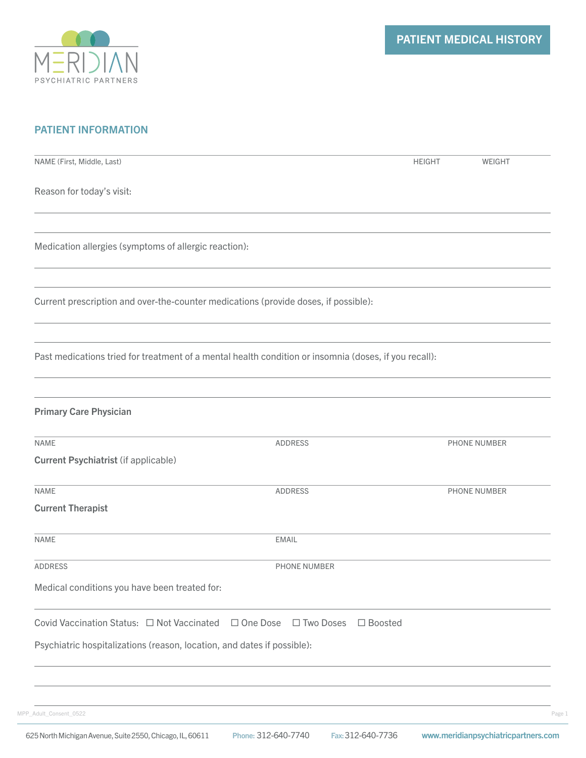MERIDIAN
PSYCHIATRIC PARTNERS

# PATIENT MEDICAL HISTORY

## PATIENT INFORMATION

NAME (First, Middle, Last) HEIGHT WEIGHT

Reason for today's visit:

Medication allergies (symptoms of allergic reaction):

Current prescription and over-the-counter medications (provide doses, if possible):

Past medications tried for treatment of a mental health condition or insomnia (doses, if you recall):

**Primary Care Physician**

NAME ADDRESS PHONE NUMBER

**Current Psychiatrist** (if applicable)

NAME ADDRESS PHONE NUMBER

**Current Therapist**

NAME EMAIL

ADDRESS PHONE NUMBER

Medical conditions you have been treated for:

Covid Vaccination Status: ☐ Not Vaccinated ☐ One Dose ☐ Two Doses ☐ Boosted

Psychiatric hospitalizations (reason, location, and dates if possible):

MPP_Adult_Consent_0522

625 North Michigan Avenue, Suite 2550, Chicago, IL, 60611 Phone: 312-640-7740 Fax: 312-640-7736 www.meridianpsychiatricpartners.com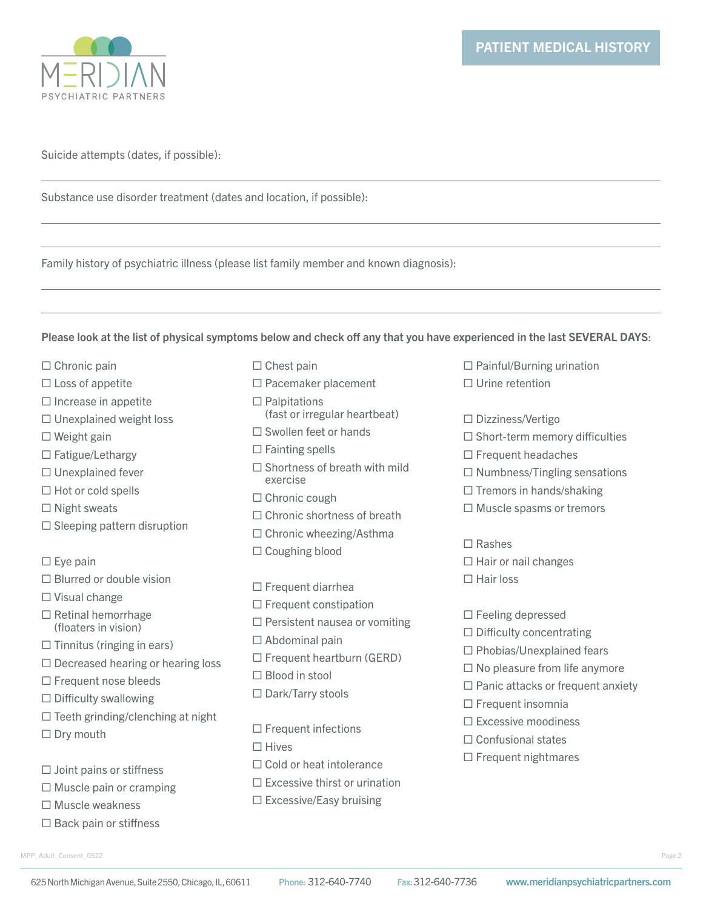Suicide attempts (dates, if possible):

Substance use disorder treatment (dates and location, if possible):

Family history of psychiatric illness (please list family member and known diagnosis):

**Please look at the list of physical symptoms below and check off any that you have experienced in the last SEVERAL DAYS:**

- ☐ Chronic pain
- ☐ Loss of appetite
- ☐ Increase in appetite
- ☐ Unexplained weight loss
- ☐ Weight gain
- ☐ Fatigue/Lethargy
- ☐ Unexplained fever
- ☐ Hot or cold spells
- ☐ Night sweats
- ☐ Sleeping pattern disruption

- ☐ Eye pain
- ☐ Blurred or double vision
- ☐ Visual change
- ☐ Retinal hemorrhage (floaters in vision)
- ☐ Tinnitus (ringing in ears)
- ☐ Decreased hearing or hearing loss
- ☐ Frequent nose bleeds
- ☐ Difficulty swallowing
- ☐ Teeth grinding/clenching at night
- ☐ Dry mouth

- ☐ Joint pains or stiffness
- ☐ Muscle pain or cramping
- ☐ Muscle weakness
- ☐ Back pain or stiffness

- ☐ Chest pain
- ☐ Pacemaker placement
- ☐ Palpitations (fast or irregular heartbeat)
- ☐ Swollen feet or hands
- ☐ Fainting spells
- ☐ Shortness of breath with mild exercise
- ☐ Chronic cough
- ☐ Chronic shortness of breath
- ☐ Chronic wheezing/Asthma
- ☐ Coughing blood

- ☐ Frequent diarrhea
- ☐ Frequent constipation
- ☐ Persistent nausea or vomiting
- ☐ Abdominal pain
- ☐ Frequent heartburn (GERD)
- ☐ Blood in stool
- ☐ Dark/Tarry stools

- ☐ Frequent infections
- ☐ Hives
- ☐ Cold or heat intolerance
- ☐ Excessive thirst or urination
- ☐ Excessive/Easy bruising

- ☐ Painful/Burning urination
- ☐ Urine retention

- ☐ Dizziness/Vertigo
- ☐ Short-term memory difficulties
- ☐ Frequent headaches
- ☐ Numbness/Tingling sensations
- ☐ Tremors in hands/shaking
- ☐ Muscle spasms or tremors

- ☐ Rashes
- ☐ Hair or nail changes
- ☐ Hair loss

- ☐ Feeling depressed
- ☐ Difficulty concentrating
- ☐ Phobias/Unexplained fears
- ☐ No pleasure from life anymore
- ☐ Panic attacks or frequent anxiety
- ☐ Frequent insomnia
- ☐ Excessive moodiness
- ☐ Confusional states
- ☐ Frequent nightmares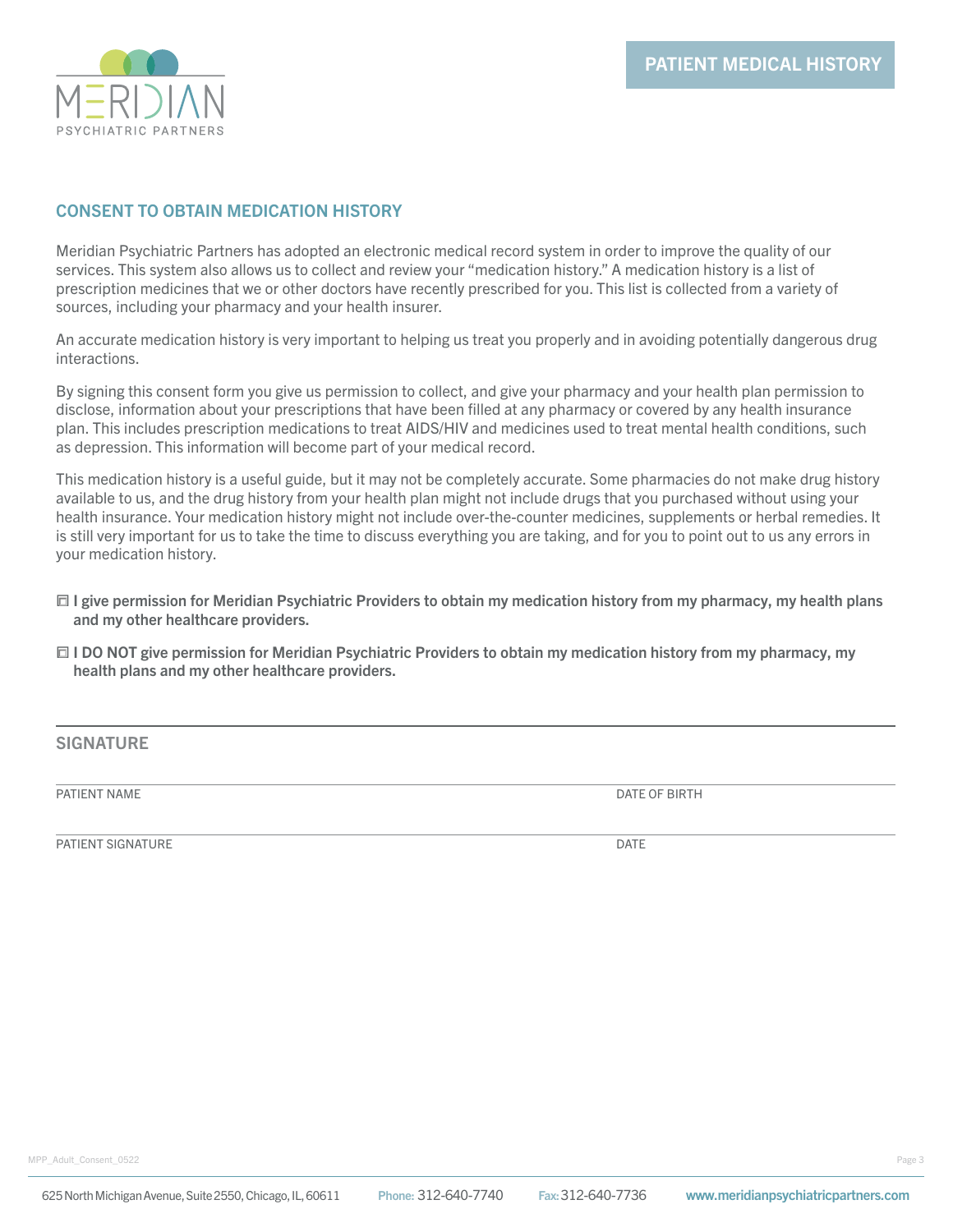MERIDIAN
PSYCHIATRIC PARTNERS

# PATIENT MEDICAL HISTORY

## CONSENT TO OBTAIN MEDICATION HISTORY

Meridian Psychiatric Partners has adopted an electronic medical record system in order to improve the quality of our services. This system also allows us to collect and review your "medication history." A medication history is a list of prescription medicines that we or other doctors have recently prescribed for you. This list is collected from a variety of sources, including your pharmacy and your health insurer.

An accurate medication history is very important to helping us treat you properly and in avoiding potentially dangerous drug interactions.

By signing this consent form you give us permission to collect, and give your pharmacy and your health plan permission to disclose, information about your prescriptions that have been filled at any pharmacy or covered by any health insurance plan. This includes prescription medications to treat AIDS/HIV and medicines used to treat mental health conditions, such as depression. This information will become part of your medical record.

This medication history is a useful guide, but it may not be completely accurate. Some pharmacies do not make drug history available to us, and the drug history from your health plan might not include drugs that you purchased without using your health insurance. Your medication history might not include over-the-counter medicines, supplements or herbal remedies. It is still very important for us to take the time to discuss everything you are taking, and for you to point out to us any errors in your medication history.

☐ **I give permission for Meridian Psychiatric Providers to obtain my medication history from my pharmacy, my health plans and my other healthcare providers.**

☐ **I DO NOT give permission for Meridian Psychiatric Providers to obtain my medication history from my pharmacy, my health plans and my other healthcare providers.**

## SIGNATURE

PATIENT NAME ______________________ DATE OF BIRTH ______________________

PATIENT SIGNATURE ______________________ DATE ______________________

MPP_Adult_Consent_0522

625 North Michigan Avenue, Suite 2550, Chicago, IL, 60611 Phone: 312-640-7740 Fax: 312-640-7736 www.meridianpsychiatricpartners.com